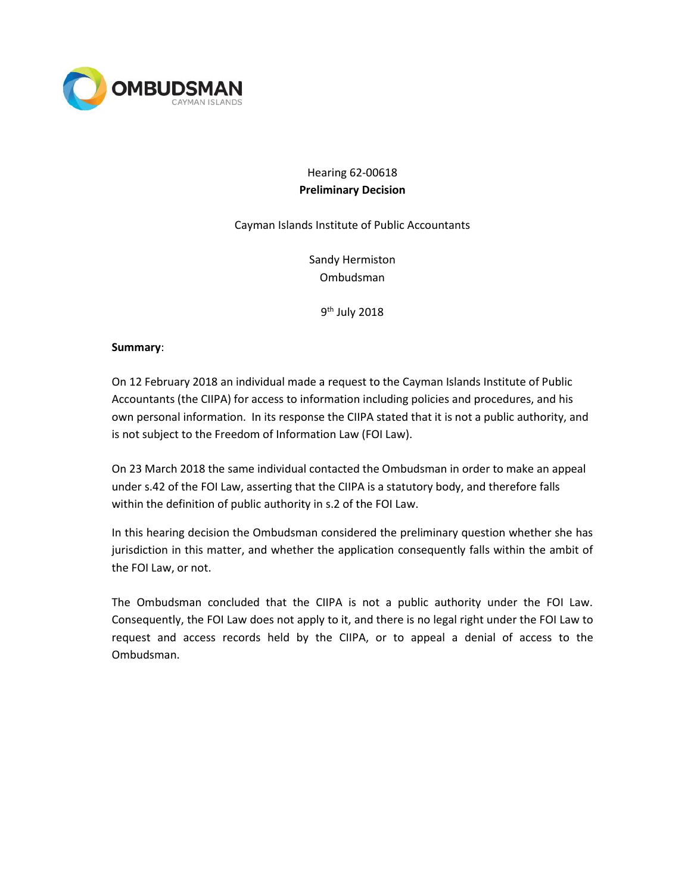OMBUDSMAN
CAYMAN ISLANDS

Hearing 62-00618

**Preliminary Decision**

Cayman Islands Institute of Public Accountants

Sandy Hermiston
Ombudsman

9th July 2018

**Summary**:

On 12 February 2018 an individual made a request to the Cayman Islands Institute of Public Accountants (the CIIPA) for access to information including policies and procedures, and his own personal information. In its response the CIIPA stated that it is not a public authority, and is not subject to the Freedom of Information Law (FOI Law).

On 23 March 2018 the same individual contacted the Ombudsman in order to make an appeal under s.42 of the FOI Law, asserting that the CIIPA is a statutory body, and therefore falls within the definition of public authority in s.2 of the FOI Law.

In this hearing decision the Ombudsman considered the preliminary question whether she has jurisdiction in this matter, and whether the application consequently falls within the ambit of the FOI Law, or not.

The Ombudsman concluded that the CIIPA is not a public authority under the FOI Law. Consequently, the FOI Law does not apply to it, and there is no legal right under the FOI Law to request and access records held by the CIIPA, or to appeal a denial of access to the Ombudsman.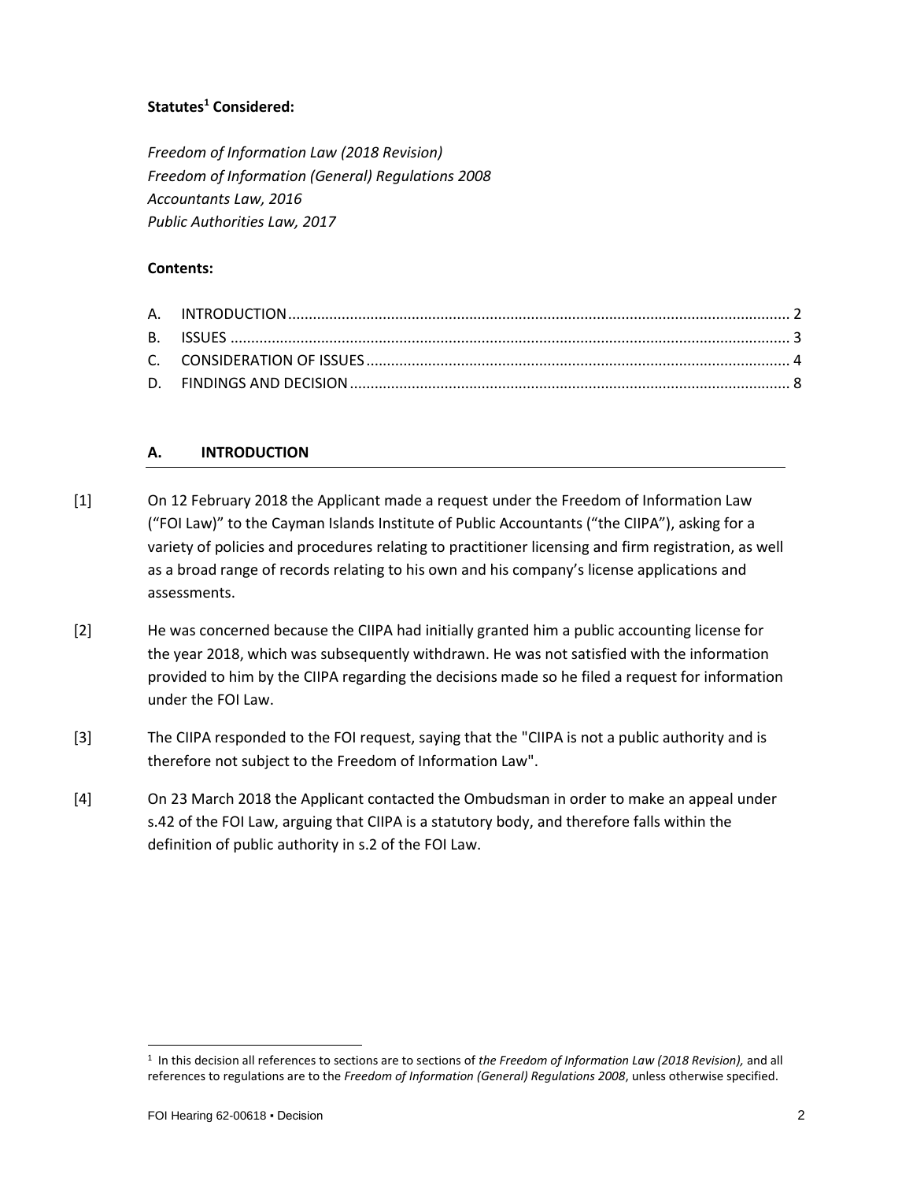**Statutes[1] Considered:**

*Freedom of Information Law (2018 Revision)*
*Freedom of Information (General) Regulations 2008*
*Accountants Law, 2016*
*Public Authorities Law, 2017*

**Contents:**

A. INTRODUCTION ... 2
B. ISSUES ... 3
C. CONSIDERATION OF ISSUES ... 4
D. FINDINGS AND DECISION ... 8

## A. INTRODUCTION

[1] On 12 February 2018 the Applicant made a request under the Freedom of Information Law ("FOI Law") to the Cayman Islands Institute of Public Accountants ("the CIIPA"), asking for a variety of policies and procedures relating to practitioner licensing and firm registration, as well as a broad range of records relating to his own and his company's license applications and assessments.

[2] He was concerned because the CIIPA had initially granted him a public accounting license for the year 2018, which was subsequently withdrawn. He was not satisfied with the information provided to him by the CIIPA regarding the decisions made so he filed a request for information under the FOI Law.

[3] The CIIPA responded to the FOI request, saying that the "CIIPA is not a public authority and is therefore not subject to the Freedom of Information Law".

[4] On 23 March 2018 the Applicant contacted the Ombudsman in order to make an appeal under s.42 of the FOI Law, arguing that CIIPA is a statutory body, and therefore falls within the definition of public authority in s.2 of the FOI Law.

---

[1] In this decision all references to sections are to sections of *the Freedom of Information Law (2018 Revision),* and all references to regulations are to the *Freedom of Information (General) Regulations 2008*, unless otherwise specified.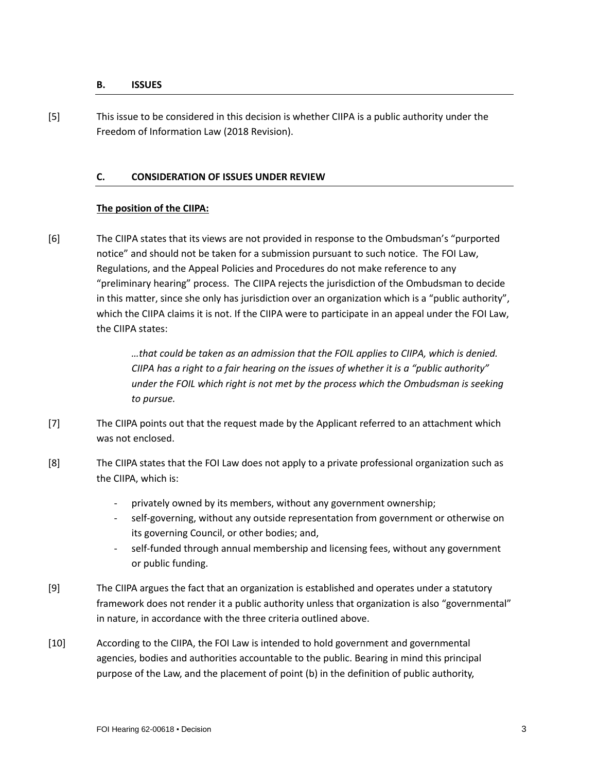## B. ISSUES

[5] This issue to be considered in this decision is whether CIIPA is a public authority under the Freedom of Information Law (2018 Revision).

## C. CONSIDERATION OF ISSUES UNDER REVIEW

**The position of the CIIPA:**

[6] The CIIPA states that its views are not provided in response to the Ombudsman's "purported notice" and should not be taken for a submission pursuant to such notice. The FOI Law, Regulations, and the Appeal Policies and Procedures do not make reference to any "preliminary hearing" process. The CIIPA rejects the jurisdiction of the Ombudsman to decide in this matter, since she only has jurisdiction over an organization which is a "public authority", which the CIIPA claims it is not. If the CIIPA were to participate in an appeal under the FOI Law, the CIIPA states:

> *…that could be taken as an admission that the FOIL applies to CIIPA, which is denied. CIIPA has a right to a fair hearing on the issues of whether it is a "public authority" under the FOIL which right is not met by the process which the Ombudsman is seeking to pursue.*

[7] The CIIPA points out that the request made by the Applicant referred to an attachment which was not enclosed.

[8] The CIIPA states that the FOI Law does not apply to a private professional organization such as the CIIPA, which is:

- privately owned by its members, without any government ownership;
- self-governing, without any outside representation from government or otherwise on its governing Council, or other bodies; and,
- self-funded through annual membership and licensing fees, without any government or public funding.

[9] The CIIPA argues the fact that an organization is established and operates under a statutory framework does not render it a public authority unless that organization is also "governmental" in nature, in accordance with the three criteria outlined above.

[10] According to the CIIPA, the FOI Law is intended to hold government and governmental agencies, bodies and authorities accountable to the public. Bearing in mind this principal purpose of the Law, and the placement of point (b) in the definition of public authority,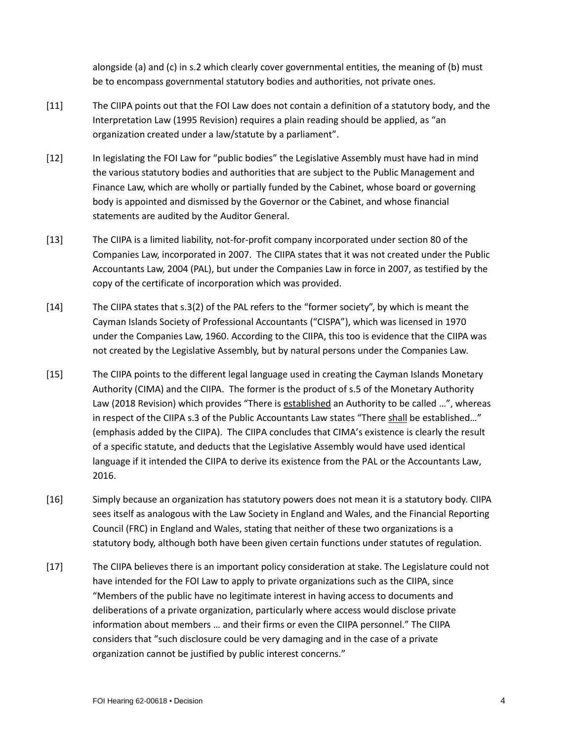alongside (a) and (c) in s.2 which clearly cover governmental entities, the meaning of (b) must be to encompass governmental statutory bodies and authorities, not private ones.

[11] The CIIPA points out that the FOI Law does not contain a definition of a statutory body, and the Interpretation Law (1995 Revision) requires a plain reading should be applied, as "an organization created under a law/statute by a parliament".

[12] In legislating the FOI Law for "public bodies" the Legislative Assembly must have had in mind the various statutory bodies and authorities that are subject to the Public Management and Finance Law, which are wholly or partially funded by the Cabinet, whose board or governing body is appointed and dismissed by the Governor or the Cabinet, and whose financial statements are audited by the Auditor General.

[13] The CIIPA is a limited liability, not-for-profit company incorporated under section 80 of the Companies Law, incorporated in 2007. The CIIPA states that it was not created under the Public Accountants Law, 2004 (PAL), but under the Companies Law in force in 2007, as testified by the copy of the certificate of incorporation which was provided.

[14] The CIIPA states that s.3(2) of the PAL refers to the "former society", by which is meant the Cayman Islands Society of Professional Accountants ("CISPA"), which was licensed in 1970 under the Companies Law, 1960. According to the CIIPA, this too is evidence that the CIIPA was not created by the Legislative Assembly, but by natural persons under the Companies Law.

[15] The CIIPA points to the different legal language used in creating the Cayman Islands Monetary Authority (CIMA) and the CIIPA. The former is the product of s.5 of the Monetary Authority Law (2018 Revision) which provides "There is <u>established</u> an Authority to be called …", whereas in respect of the CIIPA s.3 of the Public Accountants Law states "There <u>shall</u> be established…" (emphasis added by the CIIPA). The CIIPA concludes that CIMA's existence is clearly the result of a specific statute, and deducts that the Legislative Assembly would have used identical language if it intended the CIIPA to derive its existence from the PAL or the Accountants Law, 2016.

[16] Simply because an organization has statutory powers does not mean it is a statutory body. CIIPA sees itself as analogous with the Law Society in England and Wales, and the Financial Reporting Council (FRC) in England and Wales, stating that neither of these two organizations is a statutory body, although both have been given certain functions under statutes of regulation.

[17] The CIIPA believes there is an important policy consideration at stake. The Legislature could not have intended for the FOI Law to apply to private organizations such as the CIIPA, since "Members of the public have no legitimate interest in having access to documents and deliberations of a private organization, particularly where access would disclose private information about members … and their firms or even the CIIPA personnel." The CIIPA considers that "such disclosure could be very damaging and in the case of a private organization cannot be justified by public interest concerns."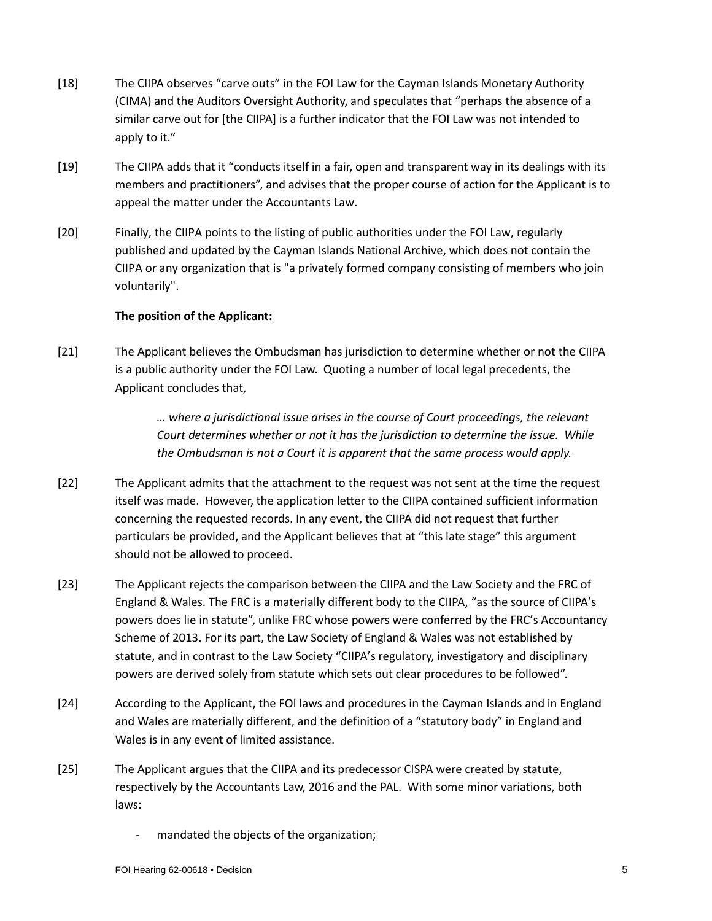[18] The CIIPA observes "carve outs" in the FOI Law for the Cayman Islands Monetary Authority (CIMA) and the Auditors Oversight Authority, and speculates that "perhaps the absence of a similar carve out for [the CIIPA] is a further indicator that the FOI Law was not intended to apply to it."

[19] The CIIPA adds that it "conducts itself in a fair, open and transparent way in its dealings with its members and practitioners", and advises that the proper course of action for the Applicant is to appeal the matter under the Accountants Law.

[20] Finally, the CIIPA points to the listing of public authorities under the FOI Law, regularly published and updated by the Cayman Islands National Archive, which does not contain the CIIPA or any organization that is "a privately formed company consisting of members who join voluntarily".

**The position of the Applicant:**

[21] The Applicant believes the Ombudsman has jurisdiction to determine whether or not the CIIPA is a public authority under the FOI Law. Quoting a number of local legal precedents, the Applicant concludes that,

> *… where a jurisdictional issue arises in the course of Court proceedings, the relevant Court determines whether or not it has the jurisdiction to determine the issue. While the Ombudsman is not a Court it is apparent that the same process would apply.*

[22] The Applicant admits that the attachment to the request was not sent at the time the request itself was made. However, the application letter to the CIIPA contained sufficient information concerning the requested records. In any event, the CIIPA did not request that further particulars be provided, and the Applicant believes that at "this late stage" this argument should not be allowed to proceed.

[23] The Applicant rejects the comparison between the CIIPA and the Law Society and the FRC of England & Wales. The FRC is a materially different body to the CIIPA, "as the source of CIIPA's powers does lie in statute", unlike FRC whose powers were conferred by the FRC's Accountancy Scheme of 2013. For its part, the Law Society of England & Wales was not established by statute, and in contrast to the Law Society "CIIPA's regulatory, investigatory and disciplinary powers are derived solely from statute which sets out clear procedures to be followed".

[24] According to the Applicant, the FOI laws and procedures in the Cayman Islands and in England and Wales are materially different, and the definition of a "statutory body" in England and Wales is in any event of limited assistance.

[25] The Applicant argues that the CIIPA and its predecessor CISPA were created by statute, respectively by the Accountants Law, 2016 and the PAL. With some minor variations, both laws:

- mandated the objects of the organization;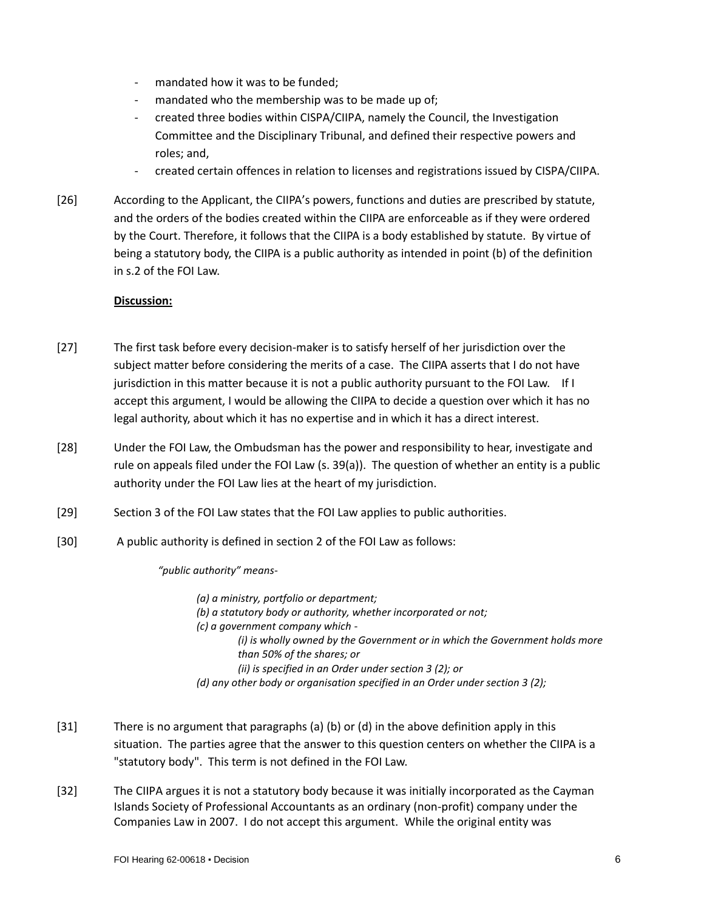- mandated how it was to be funded;
- mandated who the membership was to be made up of;
- created three bodies within CISPA/CIIPA, namely the Council, the Investigation Committee and the Disciplinary Tribunal, and defined their respective powers and roles; and,
- created certain offences in relation to licenses and registrations issued by CISPA/CIIPA.

[26] According to the Applicant, the CIIPA's powers, functions and duties are prescribed by statute, and the orders of the bodies created within the CIIPA are enforceable as if they were ordered by the Court. Therefore, it follows that the CIIPA is a body established by statute. By virtue of being a statutory body, the CIIPA is a public authority as intended in point (b) of the definition in s.2 of the FOI Law.

**Discussion:**

[27] The first task before every decision-maker is to satisfy herself of her jurisdiction over the subject matter before considering the merits of a case. The CIIPA asserts that I do not have jurisdiction in this matter because it is not a public authority pursuant to the FOI Law. If I accept this argument, I would be allowing the CIIPA to decide a question over which it has no legal authority, about which it has no expertise and in which it has a direct interest.

[28] Under the FOI Law, the Ombudsman has the power and responsibility to hear, investigate and rule on appeals filed under the FOI Law (s. 39(a)). The question of whether an entity is a public authority under the FOI Law lies at the heart of my jurisdiction.

[29] Section 3 of the FOI Law states that the FOI Law applies to public authorities.

[30] A public authority is defined in section 2 of the FOI Law as follows:

> *"public authority" means-*
>
> *(a) a ministry, portfolio or department;*
> *(b) a statutory body or authority, whether incorporated or not;*
> *(c) a government company which -*
> *(i) is wholly owned by the Government or in which the Government holds more than 50% of the shares; or*
> *(ii) is specified in an Order under section 3 (2); or*
> *(d) any other body or organisation specified in an Order under section 3 (2);*

[31] There is no argument that paragraphs (a) (b) or (d) in the above definition apply in this situation. The parties agree that the answer to this question centers on whether the CIIPA is a "statutory body". This term is not defined in the FOI Law.

[32] The CIIPA argues it is not a statutory body because it was initially incorporated as the Cayman Islands Society of Professional Accountants as an ordinary (non-profit) company under the Companies Law in 2007. I do not accept this argument. While the original entity was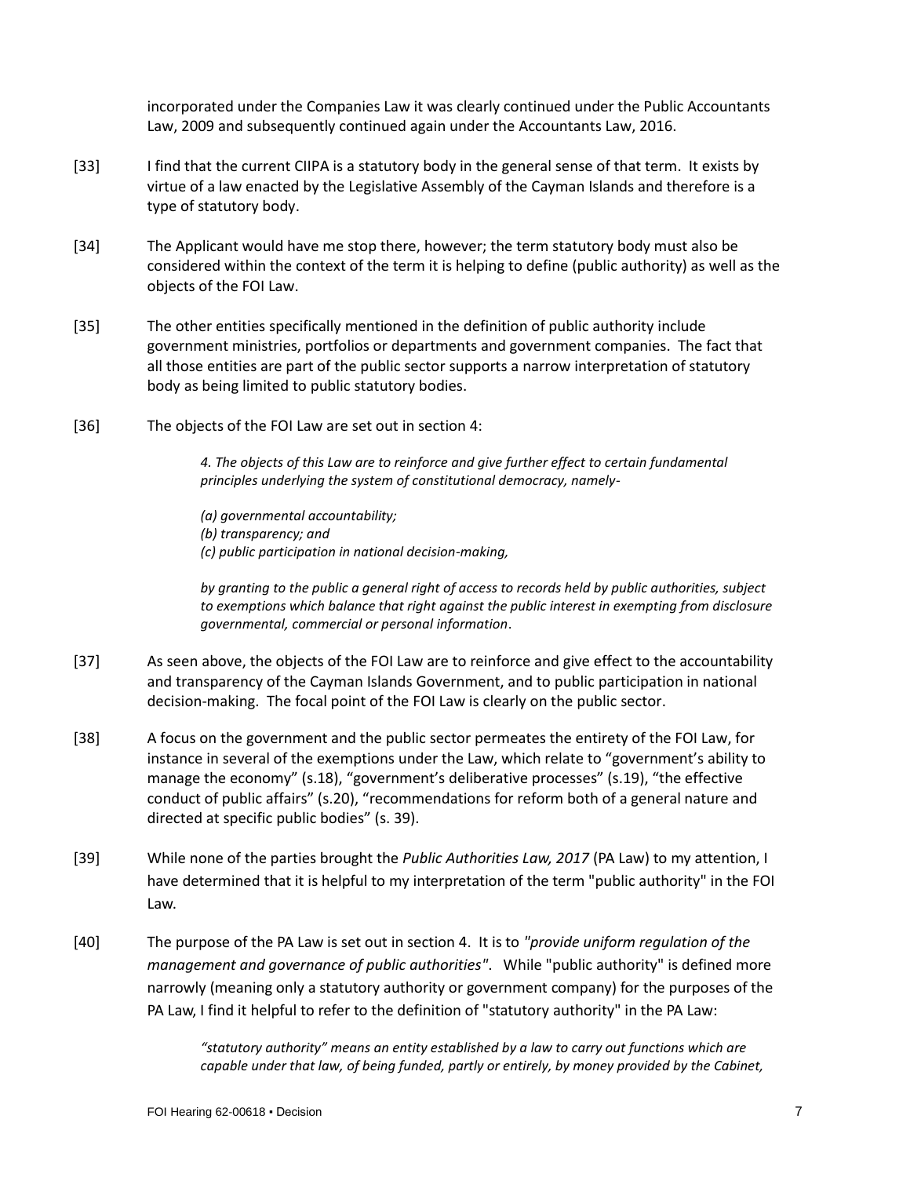incorporated under the Companies Law it was clearly continued under the Public Accountants Law, 2009 and subsequently continued again under the Accountants Law, 2016.

[33] I find that the current CIIPA is a statutory body in the general sense of that term. It exists by virtue of a law enacted by the Legislative Assembly of the Cayman Islands and therefore is a type of statutory body.

[34] The Applicant would have me stop there, however; the term statutory body must also be considered within the context of the term it is helping to define (public authority) as well as the objects of the FOI Law.

[35] The other entities specifically mentioned in the definition of public authority include government ministries, portfolios or departments and government companies. The fact that all those entities are part of the public sector supports a narrow interpretation of statutory body as being limited to public statutory bodies.

[36] The objects of the FOI Law are set out in section 4:

> *4. The objects of this Law are to reinforce and give further effect to certain fundamental principles underlying the system of constitutional democracy, namely-*
>
> *(a) governmental accountability;*
> *(b) transparency; and*
> *(c) public participation in national decision-making,*
>
> *by granting to the public a general right of access to records held by public authorities, subject to exemptions which balance that right against the public interest in exempting from disclosure governmental, commercial or personal information*.

[37] As seen above, the objects of the FOI Law are to reinforce and give effect to the accountability and transparency of the Cayman Islands Government, and to public participation in national decision-making. The focal point of the FOI Law is clearly on the public sector.

[38] A focus on the government and the public sector permeates the entirety of the FOI Law, for instance in several of the exemptions under the Law, which relate to "government's ability to manage the economy" (s.18), "government's deliberative processes" (s.19), "the effective conduct of public affairs" (s.20), "recommendations for reform both of a general nature and directed at specific public bodies" (s. 39).

[39] While none of the parties brought the *Public Authorities Law, 2017* (PA Law) to my attention, I have determined that it is helpful to my interpretation of the term "public authority" in the FOI Law.

[40] The purpose of the PA Law is set out in section 4. It is to *"provide uniform regulation of the management and governance of public authorities"*. While "public authority" is defined more narrowly (meaning only a statutory authority or government company) for the purposes of the PA Law, I find it helpful to refer to the definition of "statutory authority" in the PA Law:

> *"statutory authority" means an entity established by a law to carry out functions which are capable under that law, of being funded, partly or entirely, by money provided by the Cabinet,*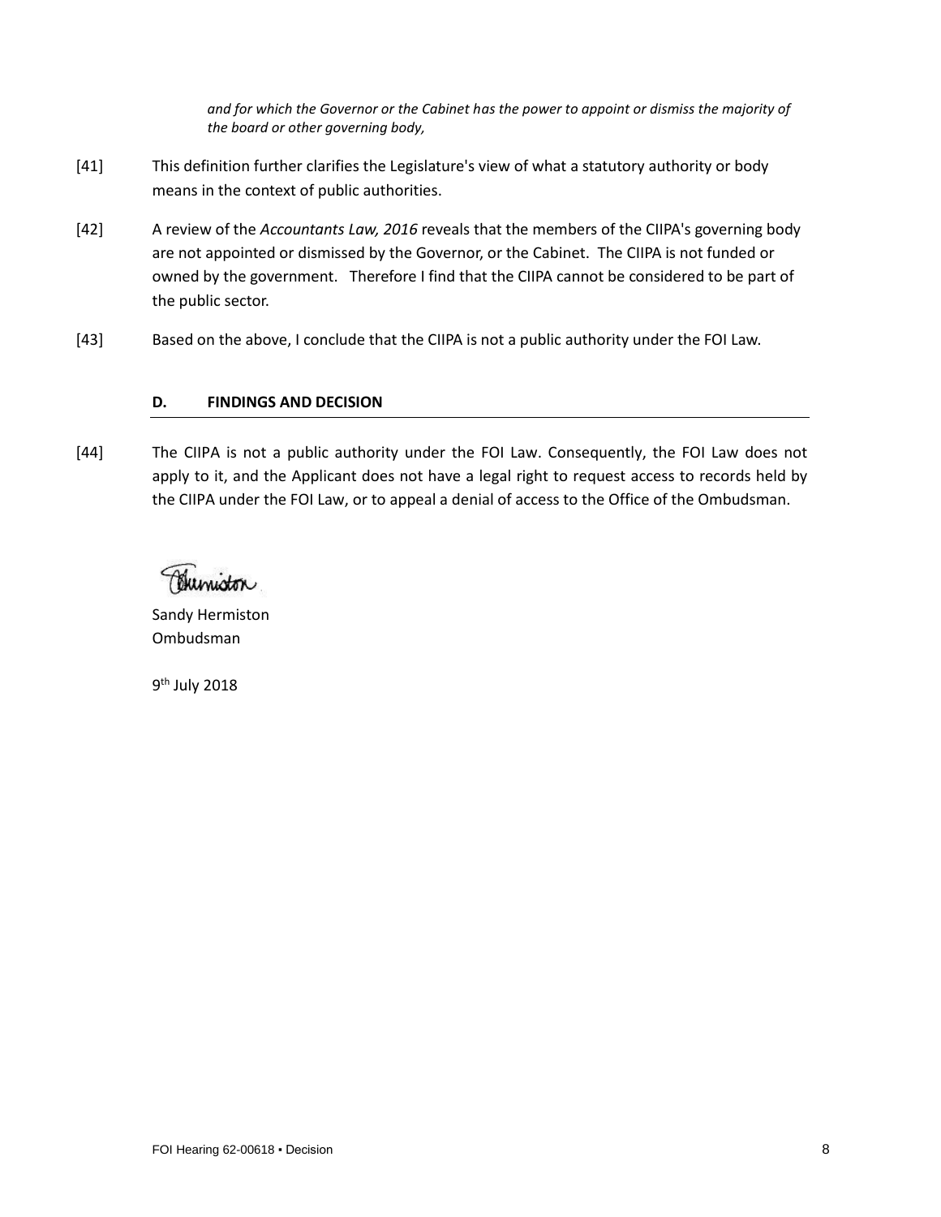*and for which the Governor or the Cabinet has the power to appoint or dismiss the majority of the board or other governing body,*

[41] This definition further clarifies the Legislature's view of what a statutory authority or body means in the context of public authorities.

[42] A review of the *Accountants Law, 2016* reveals that the members of the CIIPA's governing body are not appointed or dismissed by the Governor, or the Cabinet. The CIIPA is not funded or owned by the government. Therefore I find that the CIIPA cannot be considered to be part of the public sector.

[43] Based on the above, I conclude that the CIIPA is not a public authority under the FOI Law.

## D. FINDINGS AND DECISION

[44] The CIIPA is not a public authority under the FOI Law. Consequently, the FOI Law does not apply to it, and the Applicant does not have a legal right to request access to records held by the CIIPA under the FOI Law, or to appeal a denial of access to the Office of the Ombudsman.

Sandy Hermiston
Ombudsman

9th July 2018